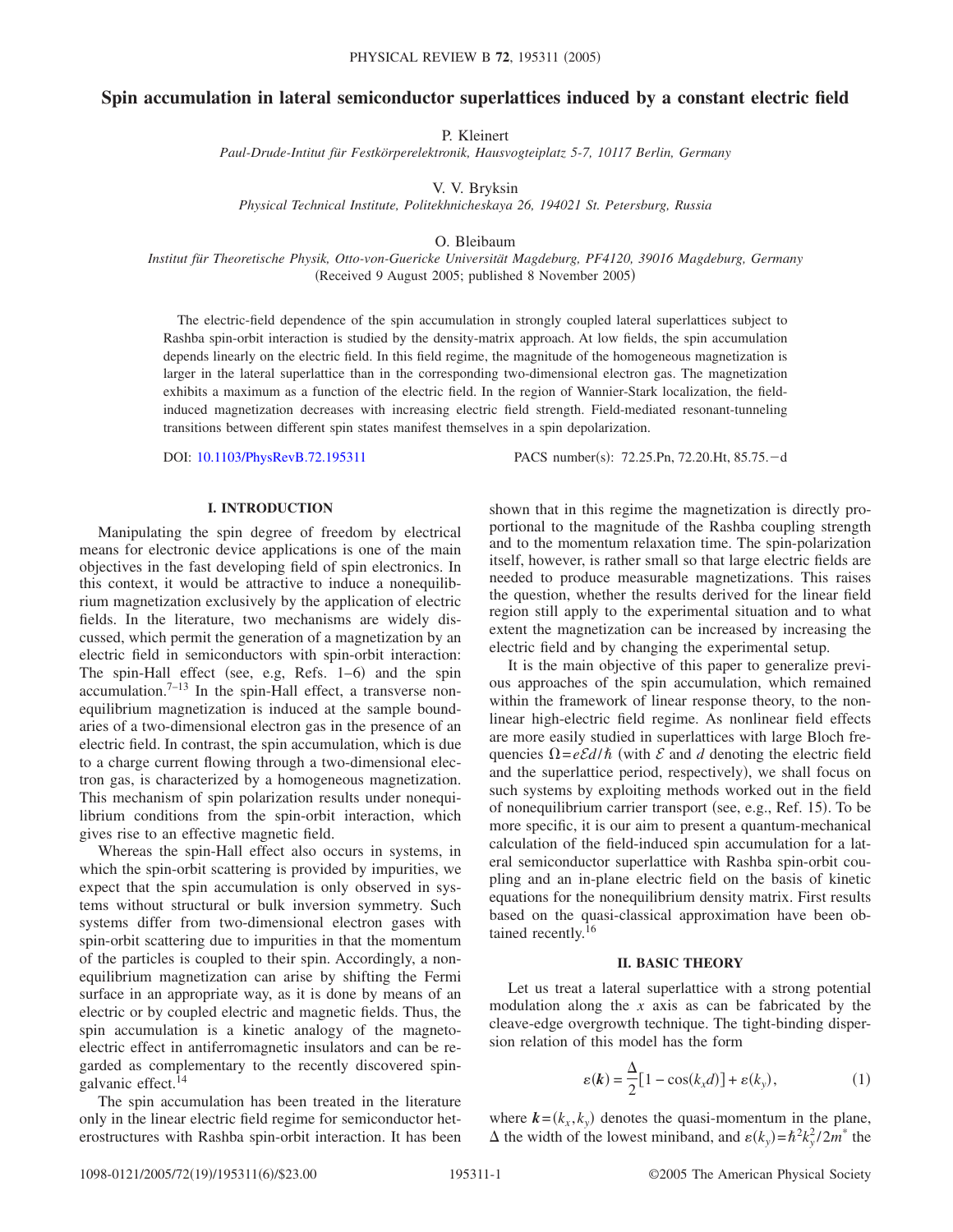# Spin accumulation in lateral semiconductor superlattices induced by a constant electric field

P. Kleinert

*Paul-Drude-Intitut für Festkörperelektronik, Hausvogteiplatz 5-7, 10117 Berlin, Germany*

V. V. Bryksin

*Physical Technical Institute, Politekhnicheskaya 26, 194021 St. Petersburg, Russia*

O. Bleibaum

*Institut für Theoretische Physik, Otto-von-Guericke Universität Magdeburg, PF4120, 39016 Magdeburg, Germany*

(Received 9 August 2005; published 8 November 2005)

The electric-field dependence of the spin accumulation in strongly coupled lateral superlattices subject to Rashba spin-orbit interaction is studied by the density-matrix approach. At low fields, the spin accumulation depends linearly on the electric field. In this field regime, the magnitude of the homogeneous magnetization is larger in the lateral superlattice than in the corresponding two-dimensional electron gas. The magnetization exhibits a maximum as a function of the electric field. In the region of Wannier-Stark localization, the field-induced magnetization decreases with increasing electric field strength. Field-mediated resonant-tunneling transitions between different spin states manifest themselves in a spin depolarization.

DOI: 10.1103/PhysRevB.72.195311 PACS number(s): 72.25.Pn, 72.20.Ht, 85.75.−d

## I. INTRODUCTION

Manipulating the spin degree of freedom by electrical means for electronic device applications is one of the main objectives in the fast developing field of spin electronics. In this context, it would be attractive to induce a nonequilibrium magnetization exclusively by the application of electric fields. In the literature, two mechanisms are widely discussed, which permit the generation of a magnetization by an electric field in semiconductors with spin-orbit interaction: The spin-Hall effect (see, e.g, Refs. 1–6) and the spin accumulation.[7–13] In the spin-Hall effect, a transverse nonequilibrium magnetization is induced at the sample boundaries of a two-dimensional electron gas in the presence of an electric field. In contrast, the spin accumulation, which is due to a charge current flowing through a two-dimensional electron gas, is characterized by a homogeneous magnetization. This mechanism of spin polarization results under nonequilibrium conditions from the spin-orbit interaction, which gives rise to an effective magnetic field.

Whereas the spin-Hall effect also occurs in systems, in which the spin-orbit scattering is provided by impurities, we expect that the spin accumulation is only observed in systems without structural or bulk inversion symmetry. Such systems differ from two-dimensional electron gases with spin-orbit scattering due to impurities in that the momentum of the particles is coupled to their spin. Accordingly, a nonequilibrium magnetization can arise by shifting the Fermi surface in an appropriate way, as it is done by means of an electric or by coupled electric and magnetic fields. Thus, the spin accumulation is a kinetic analogy of the magnetoelectric effect in antiferromagnetic insulators and can be regarded as complementary to the recently discovered spin-galvanic effect.[14]

The spin accumulation has been treated in the literature only in the linear electric field regime for semiconductor heterostructures with Rashba spin-orbit interaction. It has been shown that in this regime the magnetization is directly proportional to the magnitude of the Rashba coupling strength and to the momentum relaxation time. The spin-polarization itself, however, is rather small so that large electric fields are needed to produce measurable magnetizations. This raises the question, whether the results derived for the linear field region still apply to the experimental situation and to what extent the magnetization can be increased by increasing the electric field and by changing the experimental setup.

It is the main objective of this paper to generalize previous approaches of the spin accumulation, which remained within the framework of linear response theory, to the nonlinear high-electric field regime. As nonlinear field effects are more easily studied in superlattices with large Bloch frequencies $\Omega = e\mathcal{E}d/\hbar$ (with $\mathcal{E}$ and $d$ denoting the electric field and the superlattice period, respectively), we shall focus on such systems by exploiting methods worked out in the field of nonequilibrium carrier transport (see, e.g., Ref. 15). To be more specific, it is our aim to present a quantum-mechanical calculation of the field-induced spin accumulation for a lateral semiconductor superlattice with Rashba spin-orbit coupling and an in-plane electric field on the basis of kinetic equations for the nonequilibrium density matrix. First results based on the quasi-classical approximation have been obtained recently.[16]

## II. BASIC THEORY

Let us treat a lateral superlattice with a strong potential modulation along the $x$ axis as can be fabricated by the cleave-edge overgrowth technique. The tight-binding dispersion relation of this model has the form

$$\varepsilon(\boldsymbol{k}) = \frac{\Delta}{2}[1 - \cos(k_x d)] + \varepsilon(k_y), \tag{1}$$

where $\boldsymbol{k} = (k_x, k_y)$ denotes the quasi-momentum in the plane, $\Delta$ the width of the lowest miniband, and $\varepsilon(k_y) = \hbar^2 k_y^2 / 2m^*$ the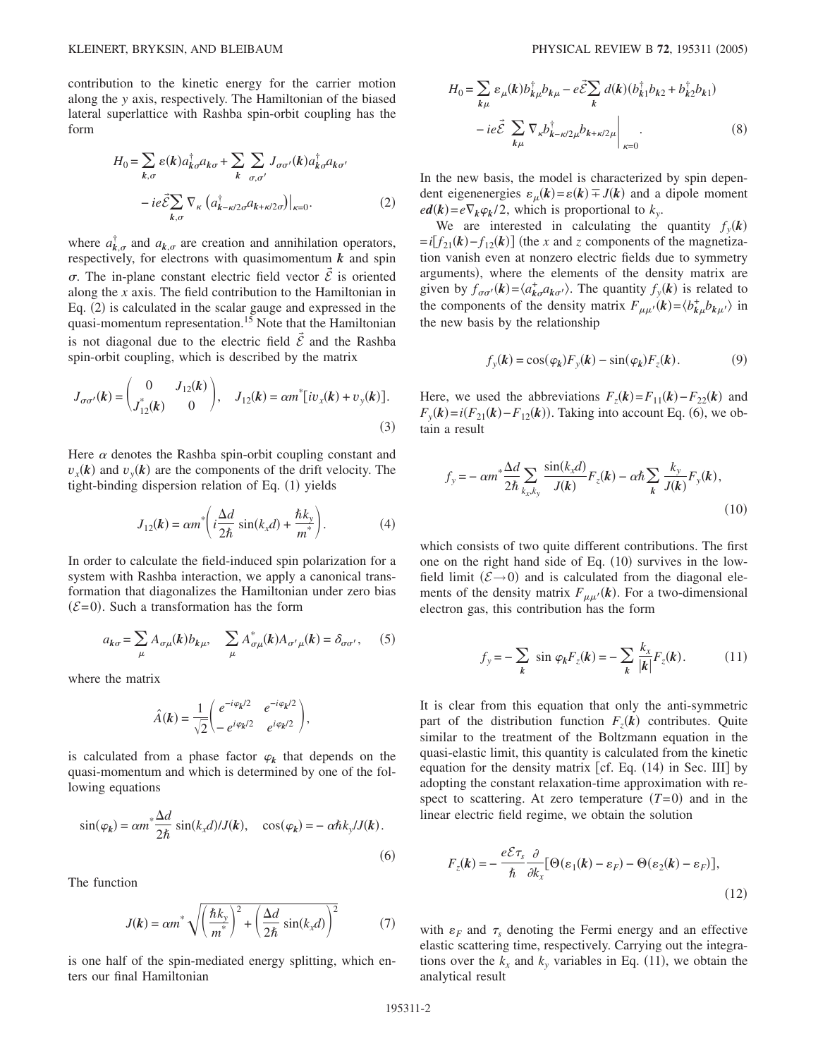contribution to the kinetic energy for the carrier motion along the $y$ axis, respectively. The Hamiltonian of the biased lateral superlattice with Rashba spin-orbit coupling has the form

$$
H_0 = \sum_{\boldsymbol{k},\sigma} \varepsilon(\boldsymbol{k}) a^{\dagger}_{\boldsymbol{k}\sigma} a_{\boldsymbol{k}\sigma} + \sum_{\boldsymbol{k}} \sum_{\sigma,\sigma'} J_{\sigma\sigma'}(\boldsymbol{k}) a^{\dagger}_{\boldsymbol{k}\sigma} a_{\boldsymbol{k}\sigma'} - ie\vec{\mathcal{E}} \sum_{\boldsymbol{k},\sigma} \nabla_{\kappa} \left( a^{\dagger}_{\boldsymbol{k}-\kappa/2\sigma} a_{\boldsymbol{k}+\kappa/2\sigma} \right)\Big|_{\kappa=0}. \tag{2}
$$

where $a^{\dagger}_{\boldsymbol{k},\sigma}$ and $a_{\boldsymbol{k},\sigma}$ are creation and annihilation operators, respectively, for electrons with quasimomentum $\boldsymbol{k}$ and spin $\sigma$. The in-plane constant electric field vector $\vec{\mathcal{E}}$ is oriented along the $x$ axis. The field contribution to the Hamiltonian in Eq. (2) is calculated in the scalar gauge and expressed in the quasi-momentum representation.[15] Note that the Hamiltonian is not diagonal due to the electric field $\vec{\mathcal{E}}$ and the Rashba spin-orbit coupling, which is described by the matrix

$$
J_{\sigma\sigma'}(\boldsymbol{k}) = \begin{pmatrix} 0 & J_{12}(\boldsymbol{k}) \\ J^{*}_{12}(\boldsymbol{k}) & 0 \end{pmatrix}, \quad J_{12}(\boldsymbol{k}) = \alpha m^{*}[iv_x(\boldsymbol{k}) + v_y(\boldsymbol{k})]. \tag{3}
$$

Here $\alpha$ denotes the Rashba spin-orbit coupling constant and $v_x(\boldsymbol{k})$ and $v_y(\boldsymbol{k})$ are the components of the drift velocity. The tight-binding dispersion relation of Eq. (1) yields

$$
J_{12}(\boldsymbol{k}) = \alpha m^{*}\left( i\frac{\Delta d}{2\hbar}\sin(k_x d) + \frac{\hbar k_y}{m^{*}} \right). \tag{4}
$$

In order to calculate the field-induced spin polarization for a system with Rashba interaction, we apply a canonical transformation that diagonalizes the Hamiltonian under zero bias ($\mathcal{E}=0$). Such a transformation has the form

$$
a_{\boldsymbol{k}\sigma} = \sum_{\mu} A_{\sigma\mu}(\boldsymbol{k}) b_{\boldsymbol{k}\mu}, \quad \sum_{\mu} A^{*}_{\sigma\mu}(\boldsymbol{k}) A_{\sigma'\mu}(\boldsymbol{k}) = \delta_{\sigma\sigma'}, \tag{5}
$$

where the matrix

$$
\hat{A}(\boldsymbol{k}) = \frac{1}{\sqrt{2}} \begin{pmatrix} e^{-i\varphi_{\boldsymbol{k}}/2} & e^{-i\varphi_{\boldsymbol{k}}/2} \\ -e^{i\varphi_{\boldsymbol{k}}/2} & e^{i\varphi_{\boldsymbol{k}}/2} \end{pmatrix},
$$

is calculated from a phase factor $\varphi_{\boldsymbol{k}}$ that depends on the quasi-momentum and which is determined by one of the following equations

$$
\sin(\varphi_{\boldsymbol{k}}) = \alpha m^{*}\frac{\Delta d}{2\hbar}\sin(k_x d)/J(\boldsymbol{k}), \quad \cos(\varphi_{\boldsymbol{k}}) = -\alpha\hbar k_y/J(\boldsymbol{k}). \tag{6}
$$

The function

$$
J(\boldsymbol{k}) = \alpha m^{*}\sqrt{\left(\frac{\hbar k_y}{m^{*}}\right)^2 + \left(\frac{\Delta d}{2\hbar}\sin(k_x d)\right)^2} \tag{7}
$$

is one half of the spin-mediated energy splitting, which enters our final Hamiltonian

$$
H_0 = \sum_{\boldsymbol{k}\mu} \varepsilon_{\mu}(\boldsymbol{k}) b^{\dagger}_{\boldsymbol{k}\mu} b_{\boldsymbol{k}\mu} - e\vec{\mathcal{E}}\sum_{\boldsymbol{k}} d(\boldsymbol{k})(b^{\dagger}_{\boldsymbol{k}1} b_{\boldsymbol{k}2} + b^{\dagger}_{\boldsymbol{k}2} b_{\boldsymbol{k}1}) - ie\vec{\mathcal{E}} \sum_{\boldsymbol{k}\mu} \nabla_{\kappa} b^{\dagger}_{\boldsymbol{k}-\kappa/2\mu} b_{\boldsymbol{k}+\kappa/2\mu}\Big|_{\kappa=0}. \tag{8}
$$

In the new basis, the model is characterized by spin dependent eigenenergies $\varepsilon_{\mu}(\boldsymbol{k}) = \varepsilon(\boldsymbol{k}) \mp J(\boldsymbol{k})$ and a dipole moment $e\boldsymbol{d}(\boldsymbol{k}) = e\nabla_{\boldsymbol{k}}\varphi_{\boldsymbol{k}}/2$, which is proportional to $k_y$.

We are interested in calculating the quantity $f_y(\boldsymbol{k}) = i[f_{21}(\boldsymbol{k}) - f_{12}(\boldsymbol{k})]$ (the $x$ and $z$ components of the magnetization vanish even at nonzero electric fields due to symmetry arguments), where the elements of the density matrix are given by $f_{\sigma\sigma'}(\boldsymbol{k}) = \langle a^{+}_{\boldsymbol{k}\sigma} a_{\boldsymbol{k}\sigma'} \rangle$. The quantity $f_y(\boldsymbol{k})$ is related to the components of the density matrix $F_{\mu\mu'}(\boldsymbol{k}) = \langle b^{+}_{\boldsymbol{k}\mu} b_{\boldsymbol{k}\mu'} \rangle$ in the new basis by the relationship

$$
f_y(\boldsymbol{k}) = \cos(\varphi_{\boldsymbol{k}}) F_y(\boldsymbol{k}) - \sin(\varphi_{\boldsymbol{k}}) F_z(\boldsymbol{k}). \tag{9}
$$

Here, we used the abbreviations $F_z(\boldsymbol{k}) = F_{11}(\boldsymbol{k}) - F_{22}(\boldsymbol{k})$ and $F_y(\boldsymbol{k}) = i(F_{21}(\boldsymbol{k}) - F_{12}(\boldsymbol{k}))$. Taking into account Eq. (6), we obtain a result

$$
f_y = -\alpha m^{*}\frac{\Delta d}{2\hbar}\sum_{k_x,k_y}\frac{\sin(k_x d)}{J(\boldsymbol{k})}F_z(\boldsymbol{k}) - \alpha\hbar\sum_{\boldsymbol{k}}\frac{k_y}{J(\boldsymbol{k})}F_y(\boldsymbol{k}), \tag{10}
$$

which consists of two quite different contributions. The first one on the right hand side of Eq. (10) survives in the low-field limit ($\mathcal{E} \to 0$) and is calculated from the diagonal elements of the density matrix $F_{\mu\mu'}(\boldsymbol{k})$. For a two-dimensional electron gas, this contribution has the form

$$
f_y = -\sum_{\boldsymbol{k}} \sin\varphi_{\boldsymbol{k}} F_z(\boldsymbol{k}) = -\sum_{\boldsymbol{k}} \frac{k_x}{|\boldsymbol{k}|} F_z(\boldsymbol{k}). \tag{11}
$$

It is clear from this equation that only the anti-symmetric part of the distribution function $F_z(\boldsymbol{k})$ contributes. Quite similar to the treatment of the Boltzmann equation in the quasi-elastic limit, this quantity is calculated from the kinetic equation for the density matrix [cf. Eq. (14) in Sec. III] by adopting the constant relaxation-time approximation with respect to scattering. At zero temperature ($T=0$) and in the linear electric field regime, we obtain the solution

$$
F_z(\boldsymbol{k}) = -\frac{e\mathcal{E}\tau_s}{\hbar}\frac{\partial}{\partial k_x}[\Theta(\varepsilon_1(\boldsymbol{k}) - \varepsilon_F) - \Theta(\varepsilon_2(\boldsymbol{k}) - \varepsilon_F)], \tag{12}
$$

with $\varepsilon_F$ and $\tau_s$ denoting the Fermi energy and an effective elastic scattering time, respectively. Carrying out the integrations over the $k_x$ and $k_y$ variables in Eq. (11), we obtain the analytical result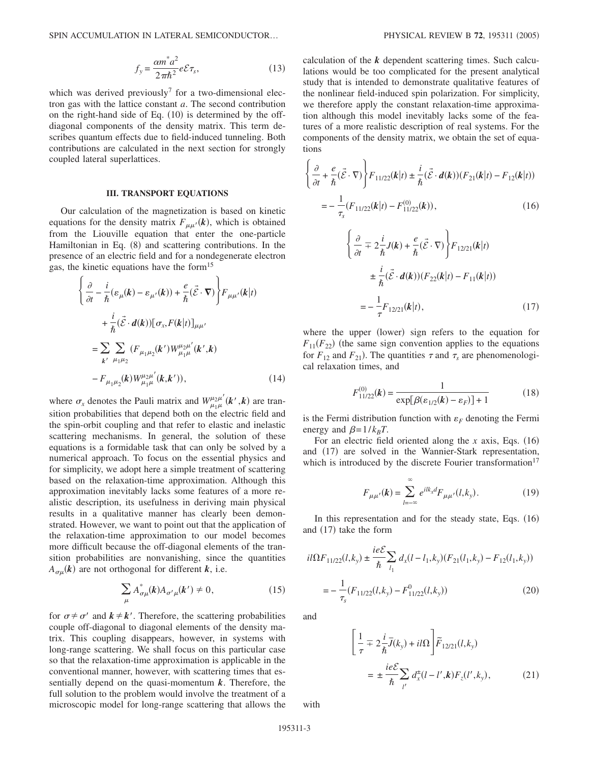$$
f_y = \frac{\alpha m^* a^2}{2\pi\hbar^2} e\mathcal{E}\tau_s, \tag{13}
$$

which was derived previously[7] for a two-dimensional electron gas with the lattice constant $a$. The second contribution on the right-hand side of Eq. (10) is determined by the off-diagonal components of the density matrix. This term describes quantum effects due to field-induced tunneling. Both contributions are calculated in the next section for strongly coupled lateral superlattices.

### III. TRANSPORT EQUATIONS

Our calculation of the magnetization is based on kinetic equations for the density matrix $F_{\mu\mu'}(\boldsymbol{k})$, which is obtained from the Liouville equation that enter the one-particle Hamiltonian in Eq. (8) and scattering contributions. In the presence of an electric field and for a nondegenerate electron gas, the kinetic equations have the form[15]

$$
\begin{aligned}
&\left\{ \frac{\partial}{\partial t} - \frac{i}{\hbar}(\varepsilon_\mu(\boldsymbol{k}) - \varepsilon_{\mu'}(\boldsymbol{k})) + \frac{e}{\hbar}(\vec{\mathcal{E}}\cdot\boldsymbol{\nabla}) \right\} F_{\mu\mu'}(\boldsymbol{k}|t) \\
&\quad + \frac{i}{\hbar}(\vec{\mathcal{E}}\cdot\boldsymbol{d}(\boldsymbol{k}))[\sigma_x, F(\boldsymbol{k}|t)]_{\mu\mu'} \\
&= \sum_{\boldsymbol{k}'}\sum_{\mu_1\mu_2}(F_{\mu_1\mu_2}(\boldsymbol{k}')W^{\mu_2\mu'}_{\mu_1\mu}(\boldsymbol{k}',\boldsymbol{k}) \\
&\quad - F_{\mu_1\mu_2}(\boldsymbol{k})W^{\mu_2\mu'}_{\mu_1\mu}(\boldsymbol{k},\boldsymbol{k}')),
\end{aligned} \tag{14}
$$

where $\sigma_x$ denotes the Pauli matrix and $W^{\mu_2\mu'}_{\mu_1\mu}(\boldsymbol{k}',\boldsymbol{k})$ are transition probabilities that depend both on the electric field and the spin-orbit coupling and that refer to elastic and inelastic scattering mechanisms. In general, the solution of these equations is a formidable task that can only be solved by a numerical approach. To focus on the essential physics and for simplicity, we adopt here a simple treatment of scattering based on the relaxation-time approximation. Although this approximation inevitably lacks some features of a more realistic description, its usefulness in deriving main physical results in a qualitative manner has clearly been demonstrated. However, we want to point out that the application of the relaxation-time approximation to our model becomes more difficult because the off-diagonal elements of the transition probabilities are nonvanishing, since the quantities $A_{\sigma\mu}(\boldsymbol{k})$ are not orthogonal for different $\boldsymbol{k}$, i.e.

$$
\sum_\mu A^*_{\sigma\mu}(\boldsymbol{k})A_{\sigma'\mu}(\boldsymbol{k}') \neq 0, \tag{15}
$$

for $\sigma \neq \sigma'$ and $\boldsymbol{k} \neq \boldsymbol{k}'$. Therefore, the scattering probabilities couple off-diagonal to diagonal elements of the density matrix. This coupling disappears, however, in systems with long-range scattering. We shall focus on this particular case so that the relaxation-time approximation is applicable in the conventional manner, however, with scattering times that essentially depend on the quasi-momentum $\boldsymbol{k}$. Therefore, the full solution to the problem would involve the treatment of a microscopic model for long-range scattering that allows the calculation of the $\boldsymbol{k}$ dependent scattering times. Such calculations would be too complicated for the present analytical study that is intended to demonstrate qualitative features of the nonlinear field-induced spin polarization. For simplicity, we therefore apply the constant relaxation-time approximation although this model inevitably lacks some of the features of a more realistic description of real systems. For the components of the density matrix, we obtain the set of equations

$$
\begin{aligned}
&\left\{ \frac{\partial}{\partial t} + \frac{e}{\hbar}(\vec{\mathcal{E}}\cdot\nabla) \right\} F_{11/22}(\boldsymbol{k}|t) \pm \frac{i}{\hbar}(\vec{\mathcal{E}}\cdot\boldsymbol{d}(\boldsymbol{k}))(F_{21}(\boldsymbol{k}|t) - F_{12}(\boldsymbol{k}|t)) \\
&= -\frac{1}{\tau_s}(F_{11/22}(\boldsymbol{k}|t) - F^{(0)}_{11/22}(\boldsymbol{k})),
\end{aligned} \tag{16}
$$

$$
\begin{aligned}
&\left\{ \frac{\partial}{\partial t} \mp 2\frac{i}{\hbar}J(\boldsymbol{k}) + \frac{e}{\hbar}(\vec{\mathcal{E}}\cdot\nabla) \right\} F_{12/21}(\boldsymbol{k}|t) \\
&\quad \pm \frac{i}{\hbar}(\vec{\mathcal{E}}\cdot\boldsymbol{d}(\boldsymbol{k}))(F_{22}(\boldsymbol{k}|t) - F_{11}(\boldsymbol{k}|t)) \\
&= -\frac{1}{\tau}F_{12/21}(\boldsymbol{k}|t),
\end{aligned} \tag{17}
$$

where the upper (lower) sign refers to the equation for $F_{11}(F_{22})$ (the same sign convention applies to the equations for $F_{12}$ and $F_{21}$). The quantities $\tau$ and $\tau_s$ are phenomenological relaxation times, and

$$
F^{(0)}_{11/22}(\boldsymbol{k}) = \frac{1}{\exp[\beta(\varepsilon_{1/2}(\boldsymbol{k}) - \varepsilon_F)] + 1} \tag{18}
$$

is the Fermi distribution function with $\varepsilon_F$ denoting the Fermi energy and $\beta = 1/k_B T$.

For an electric field oriented along the $x$ axis, Eqs. (16) and (17) are solved in the Wannier-Stark representation, which is introduced by the discrete Fourier transformation[17]

$$
F_{\mu\mu'}(\boldsymbol{k}) = \sum_{l=-\infty}^{\infty} e^{ilk_x d} F_{\mu\mu'}(l,k_y). \tag{19}
$$

In this representation and for the steady state, Eqs. (16) and (17) take the form

$$
\begin{aligned}
&il\Omega F_{11/22}(l,k_y) \pm \frac{ie\mathcal{E}}{\hbar}\sum_{l_1} d_x(l-l_1,k_y)(F_{21}(l_1,k_y) - F_{12}(l_1,k_y)) \\
&= -\frac{1}{\tau_s}(F_{11/22}(l,k_y) - F^0_{11/22}(l,k_y))
\end{aligned} \tag{20}
$$

and

$$
\begin{aligned}
&\left[ \frac{1}{\tau} \mp 2\frac{i}{\hbar}\bar{J}(k_y) + il\Omega \right] \tilde{F}_{12/21}(l,k_y) \\
&= \pm \frac{ie\mathcal{E}}{\hbar}\sum_{l'} d^{\pm}_x(l-l',\boldsymbol{k})F_z(l',k_y),
\end{aligned} \tag{21}
$$

with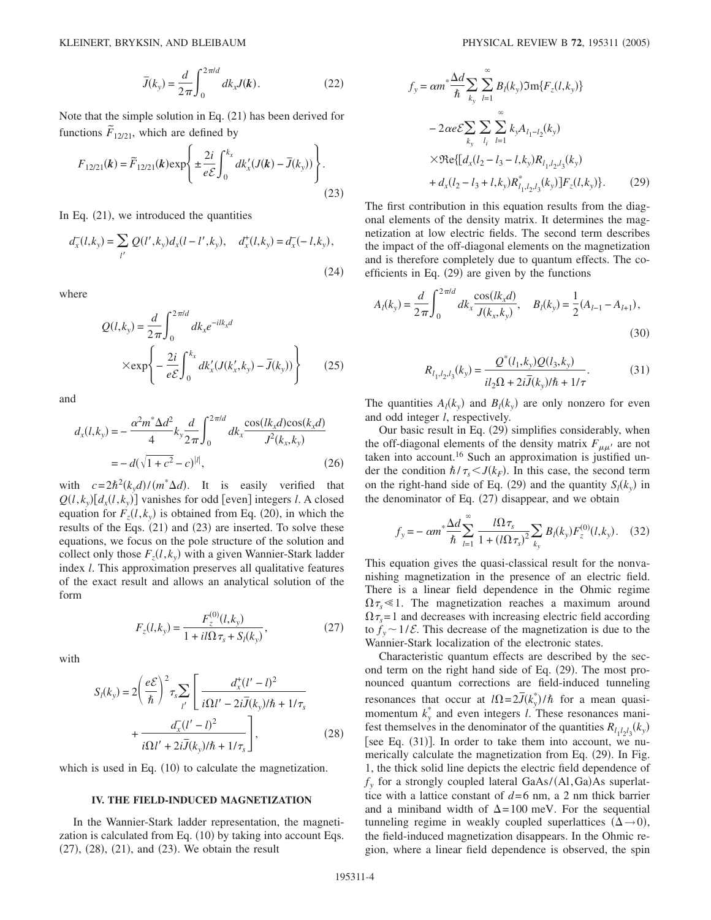$$\bar{J}(k_y) = \frac{d}{2\pi}\int_0^{2\pi/d} dk_x J(\boldsymbol{k}). \tag{22}$$

Note that the simple solution in Eq. (21) has been derived for functions $\widetilde{F}_{12/21}$, which are defined by

$$F_{12/21}(\boldsymbol{k}) = \widetilde{F}_{12/21}(\boldsymbol{k})\exp\left\{\pm\frac{2i}{e\mathcal{E}}\int_0^{k_x} dk_x'(J(\boldsymbol{k}) - \bar{J}(k_y))\right\}. \tag{23}$$

In Eq. (21), we introduced the quantities

$$d_x^-(l,k_y) = \sum_{l'} Q(l',k_y)d_x(l-l',k_y), \quad d_x^+(l,k_y) = d_x^-(-l,k_y), \tag{24}$$

where

$$Q(l,k_y) = \frac{d}{2\pi}\int_0^{2\pi/d} dk_x e^{-ilk_xd} \times\exp\left\{-\frac{2i}{e\mathcal{E}}\int_0^{k_x} dk_x'(J(k_x',k_y) - \bar{J}(k_y))\right\} \tag{25}$$

and

$$d_x(l,k_y) = -\frac{\alpha^2 m^* \Delta d^2}{4}k_y\frac{d}{2\pi}\int_0^{2\pi/d} dk_x\frac{\cos(lk_xd)\cos(k_xd)}{J^2(k_x,k_y)} = -d(\sqrt{1+c^2}-c)^{|l|}, \tag{26}$$

with $c = 2\hbar^2(k_yd)/(m^*\Delta d)$. It is easily verified that $Q(l,k_y)[d_x(l,k_y)]$ vanishes for odd [even] integers $l$. A closed equation for $F_z(l,k_y)$ is obtained from Eq. (20), in which the results of the Eqs. (21) and (23) are inserted. To solve these equations, we focus on the pole structure of the solution and collect only those $F_z(l,k_y)$ with a given Wannier-Stark ladder index $l$. This approximation preserves all qualitative features of the exact result and allows an analytical solution of the form

$$F_z(l,k_y) = \frac{F_z^{(0)}(l,k_y)}{1 + il\Omega\tau_s + S_l(k_y)}, \tag{27}$$

with

$$S_l(k_y) = 2\left(\frac{e\mathcal{E}}{\hbar}\right)^2\tau_s\sum_{l'}\left[\frac{d_x^+(l'-l)^2}{i\Omega l' - 2i\bar{J}(k_y)/\hbar + 1/\tau_s} + \frac{d_x^-(l'-l)^2}{i\Omega l' + 2i\bar{J}(k_y)/\hbar + 1/\tau_s}\right], \tag{28}$$

which is used in Eq. (10) to calculate the magnetization.

## IV. THE FIELD-INDUCED MAGNETIZATION

In the Wannier-Stark ladder representation, the magnetization is calculated from Eq. (10) by taking into account Eqs. (27), (28), (21), and (23). We obtain the result

$$f_y = \alpha m^*\frac{\Delta d}{\hbar}\sum_{k_y}\sum_{l=1}^{\infty}B_l(k_y)\Im\mathrm{m}\{F_z(l,k_y)\} - 2\alpha e\mathcal{E}\sum_{k_y}\sum_{l_i}\sum_{l=1}^{\infty}k_yA_{l_1-l_2}(k_y) \times\Re\mathrm{e}\{[d_x(l_2-l_3-l,k_y)R_{l_1,l_2,l_3}(k_y) + d_x(l_2-l_3+l,k_y)R^*_{l_1,l_2,l_3}(k_y)]F_z(l,k_y)\}. \tag{29}$$

The first contribution in this equation results from the diagonal elements of the density matrix. It determines the magnetization at low electric fields. The second term describes the impact of the off-diagonal elements on the magnetization and is therefore completely due to quantum effects. The coefficients in Eq. (29) are given by the functions

$$A_l(k_y) = \frac{d}{2\pi}\int_0^{2\pi/d} dk_x\frac{\cos(lk_xd)}{J(k_x,k_y)}, \quad B_l(k_y) = \frac{1}{2}(A_{l-1} - A_{l+1}), \tag{30}$$

$$R_{l_1,l_2,l_3}(k_y) = \frac{Q^*(l_1,k_y)Q(l_3,k_y)}{il_2\Omega + 2i\bar{J}(k_y)/\hbar + 1/\tau}. \tag{31}$$

The quantities $A_l(k_y)$ and $B_l(k_y)$ are only nonzero for even and odd integer $l$, respectively.

Our basic result in Eq. (29) simplifies considerably, when the off-diagonal elements of the density matrix $F_{\mu\mu'}$ are not taken into account.[16] Such an approximation is justified under the condition $\hbar/\tau_s < J(k_F)$. In this case, the second term on the right-hand side of Eq. (29) and the quantity $S_l(k_y)$ in the denominator of Eq. (27) disappear, and we obtain

$$f_y = -\alpha m^*\frac{\Delta d}{\hbar}\sum_{l=1}^{\infty}\frac{l\Omega\tau_s}{1+(l\Omega\tau_s)^2}\sum_{k_y}B_l(k_y)F_z^{(0)}(l,k_y). \tag{32}$$

This equation gives the quasi-classical result for the nonvanishing magnetization in the presence of an electric field. There is a linear field dependence in the Ohmic regime $\Omega\tau_s \ll 1$. The magnetization reaches a maximum around $\Omega\tau_s = 1$ and decreases with increasing electric field according to $f_y \sim 1/\mathcal{E}$. This decrease of the magnetization is due to the Wannier-Stark localization of the electronic states.

Characteristic quantum effects are described by the second term on the right hand side of Eq. (29). The most pronounced quantum corrections are field-induced tunneling resonances that occur at $l\Omega = 2\bar{J}(k_y^*)/\hbar$ for a mean quasimomentum $k_y^*$ and even integers $l$. These resonances manifest themselves in the denominator of the quantities $R_{l_1l_2l_3}(k_y)$ [see Eq. (31)]. In order to take them into account, we numerically calculate the magnetization from Eq. (29). In Fig. 1, the thick solid line depicts the electric field dependence of $f_y$ for a strongly coupled lateral GaAs/(Al,Ga)As superlattice with a lattice constant of $d = 6$ nm, a 2 nm thick barrier and a miniband width of $\Delta = 100$ meV. For the sequential tunneling regime in weakly coupled superlattices ($\Delta \to 0$), the field-induced magnetization disappears. In the Ohmic region, where a linear field dependence is observed, the spin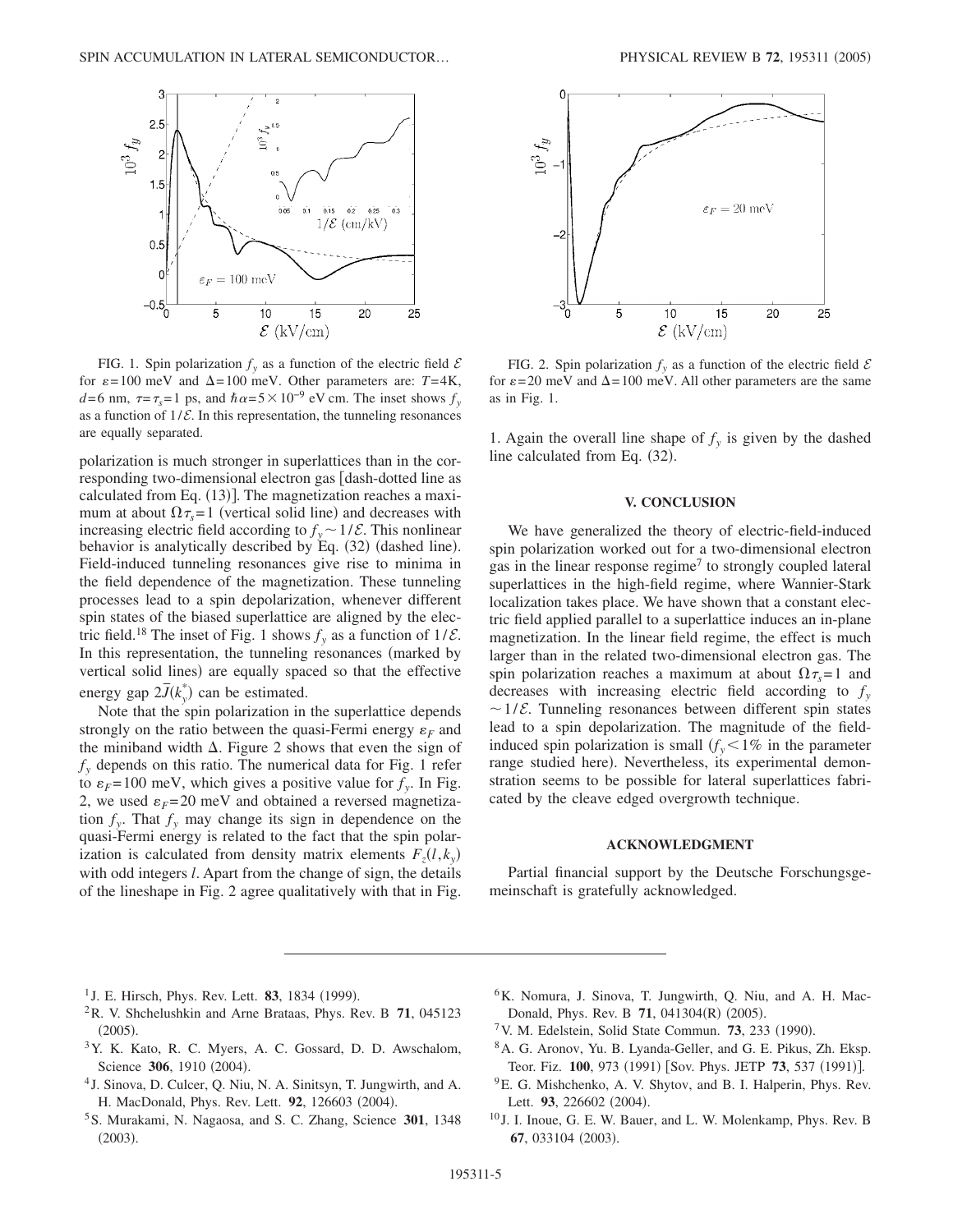FIG. 1. Spin polarization $f_y$ as a function of the electric field $\mathcal{E}$ for $\varepsilon=100$ meV and $\Delta=100$ meV. Other parameters are: $T=4$K, $d=6$ nm, $\tau=\tau_s=1$ ps, and $\hbar\alpha=5\times10^{-9}$ eV cm. The inset shows $f_y$ as a function of $1/\mathcal{E}$. In this representation, the tunneling resonances are equally separated.

polarization is much stronger in superlattices than in the corresponding two-dimensional electron gas [dash-dotted line as calculated from Eq. (13)]. The magnetization reaches a maximum at about $\Omega\tau_s=1$ (vertical solid line) and decreases with increasing electric field according to $f_y\sim 1/\mathcal{E}$. This nonlinear behavior is analytically described by Eq. (32) (dashed line). Field-induced tunneling resonances give rise to minima in the field dependence of the magnetization. These tunneling processes lead to a spin depolarization, whenever different spin states of the biased superlattice are aligned by the electric field.[18] The inset of Fig. 1 shows $f_y$ as a function of $1/\mathcal{E}$. In this representation, the tunneling resonances (marked by vertical solid lines) are equally spaced so that the effective energy gap $2\bar{J}(k_y^*)$ can be estimated.

Note that the spin polarization in the superlattice depends strongly on the ratio between the quasi-Fermi energy $\varepsilon_F$ and the miniband width $\Delta$. Figure 2 shows that even the sign of $f_y$ depends on this ratio. The numerical data for Fig. 1 refer to $\varepsilon_F=100$ meV, which gives a positive value for $f_y$. In Fig. 2, we used $\varepsilon_F=20$ meV and obtained a reversed magnetization $f_y$. That $f_y$ may change its sign in dependence on the quasi-Fermi energy is related to the fact that the spin polarization is calculated from density matrix elements $F_z(l,k_y)$ with odd integers $l$. Apart from the change of sign, the details of the lineshape in Fig. 2 agree qualitatively with that in Fig. 1. Again the overall line shape of $f_y$ is given by the dashed line calculated from Eq. (32).

FIG. 2. Spin polarization $f_y$ as a function of the electric field $\mathcal{E}$ for $\varepsilon=20$ meV and $\Delta=100$ meV. All other parameters are the same as in Fig. 1.

## V. CONCLUSION

We have generalized the theory of electric-field-induced spin polarization worked out for a two-dimensional electron gas in the linear response regime[7] to strongly coupled lateral superlattices in the high-field regime, where Wannier-Stark localization takes place. We have shown that a constant electric field applied parallel to a superlattice induces an in-plane magnetization. In the linear field regime, the effect is much larger than in the related two-dimensional electron gas. The spin polarization reaches a maximum at about $\Omega\tau_s=1$ and decreases with increasing electric field according to $f_y\sim 1/\mathcal{E}$. Tunneling resonances between different spin states lead to a spin depolarization. The magnitude of the field-induced spin polarization is small ($f_y<1\%$ in the parameter range studied here). Nevertheless, its experimental demonstration seems to be possible for lateral superlattices fabricated by the cleave edged overgrowth technique.

## ACKNOWLEDGMENT

Partial financial support by the Deutsche Forschungsgemeinschaft is gratefully acknowledged.

---

[1] J. E. Hirsch, Phys. Rev. Lett. **83**, 1834 (1999).

[2] R. V. Shchelushkin and Arne Brataas, Phys. Rev. B **71**, 045123 (2005).

[3] Y. K. Kato, R. C. Myers, A. C. Gossard, D. D. Awschalom, Science **306**, 1910 (2004).

[4] J. Sinova, D. Culcer, Q. Niu, N. A. Sinitsyn, T. Jungwirth, and A. H. MacDonald, Phys. Rev. Lett. **92**, 126603 (2004).

[5] S. Murakami, N. Nagaosa, and S. C. Zhang, Science **301**, 1348 (2003).

[6] K. Nomura, J. Sinova, T. Jungwirth, Q. Niu, and A. H. MacDonald, Phys. Rev. B **71**, 041304(R) (2005).

[7] V. M. Edelstein, Solid State Commun. **73**, 233 (1990).

[8] A. G. Aronov, Yu. B. Lyanda-Geller, and G. E. Pikus, Zh. Eksp. Teor. Fiz. **100**, 973 (1991) [Sov. Phys. JETP **73**, 537 (1991)].

[9] E. G. Mishchenko, A. V. Shytov, and B. I. Halperin, Phys. Rev. Lett. **93**, 226602 (2004).

[10] J. I. Inoue, G. E. W. Bauer, and L. W. Molenkamp, Phys. Rev. B **67**, 033104 (2003).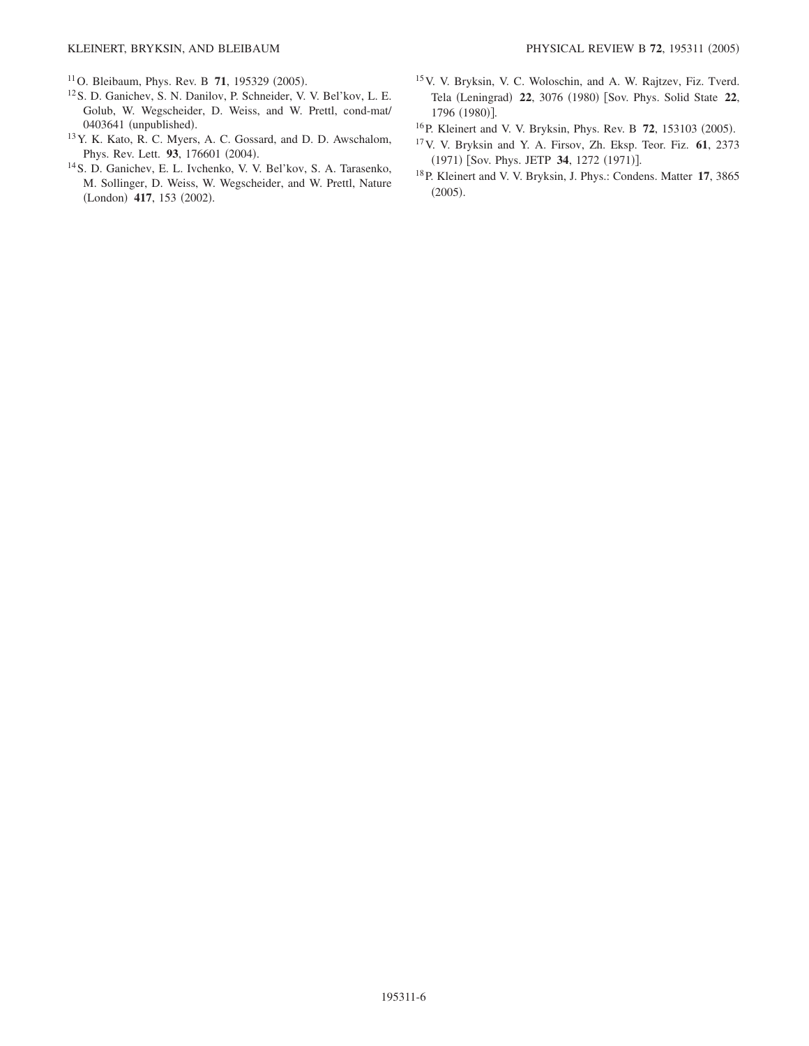[11] O. Bleibaum, Phys. Rev. B **71**, 195329 (2005).

[12] S. D. Ganichev, S. N. Danilov, P. Schneider, V. V. Bel'kov, L. E. Golub, W. Wegscheider, D. Weiss, and W. Prettl, cond-mat/0403641 (unpublished).

[13] Y. K. Kato, R. C. Myers, A. C. Gossard, and D. D. Awschalom, Phys. Rev. Lett. **93**, 176601 (2004).

[14] S. D. Ganichev, E. L. Ivchenko, V. V. Bel'kov, S. A. Tarasenko, M. Sollinger, D. Weiss, W. Wegscheider, and W. Prettl, Nature (London) **417**, 153 (2002).

[15] V. V. Bryksin, V. C. Woloschin, and A. W. Rajtzev, Fiz. Tverd. Tela (Leningrad) **22**, 3076 (1980) [Sov. Phys. Solid State **22**, 1796 (1980)].

[16] P. Kleinert and V. V. Bryksin, Phys. Rev. B **72**, 153103 (2005).

[17] V. V. Bryksin and Y. A. Firsov, Zh. Eksp. Teor. Fiz. **61**, 2373 (1971) [Sov. Phys. JETP **34**, 1272 (1971)].

[18] P. Kleinert and V. V. Bryksin, J. Phys.: Condens. Matter **17**, 3865 (2005).